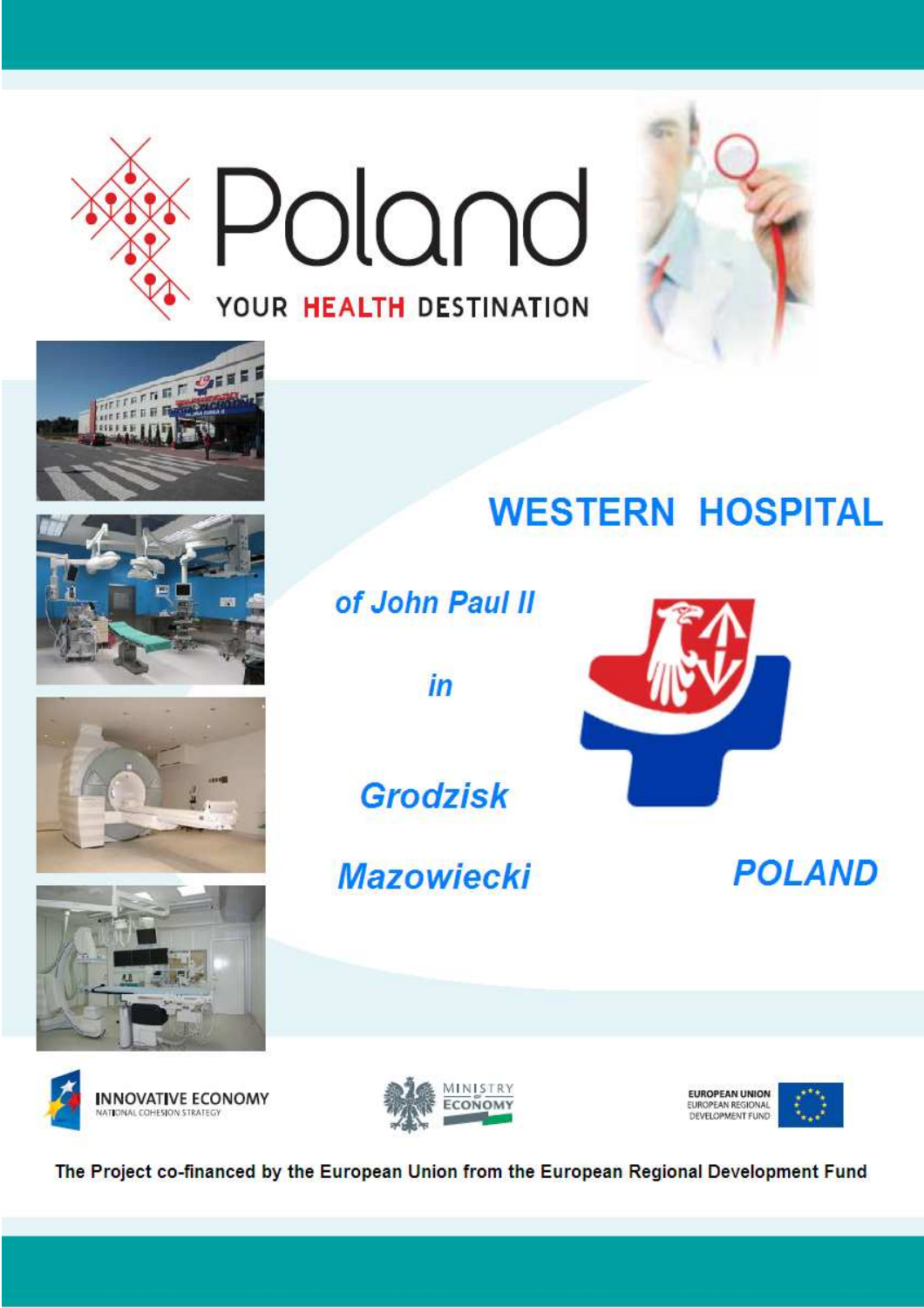# Poland

YOUR **HEALTH** DESTINATION

## WESTERN HOSPITAL

***of John Paul II***

***in***

***Grodzisk***

***Mazowiecki***

***POLAND***

INNOVATIVE ECONOMY
NATIONAL COHESION STRATEGY

MINISTRY OF ECONOMY

EUROPEAN UNION
EUROPEAN REGIONAL DEVELOPMENT FUND

**The Project co-financed by the European Union from the European Regional Development Fund**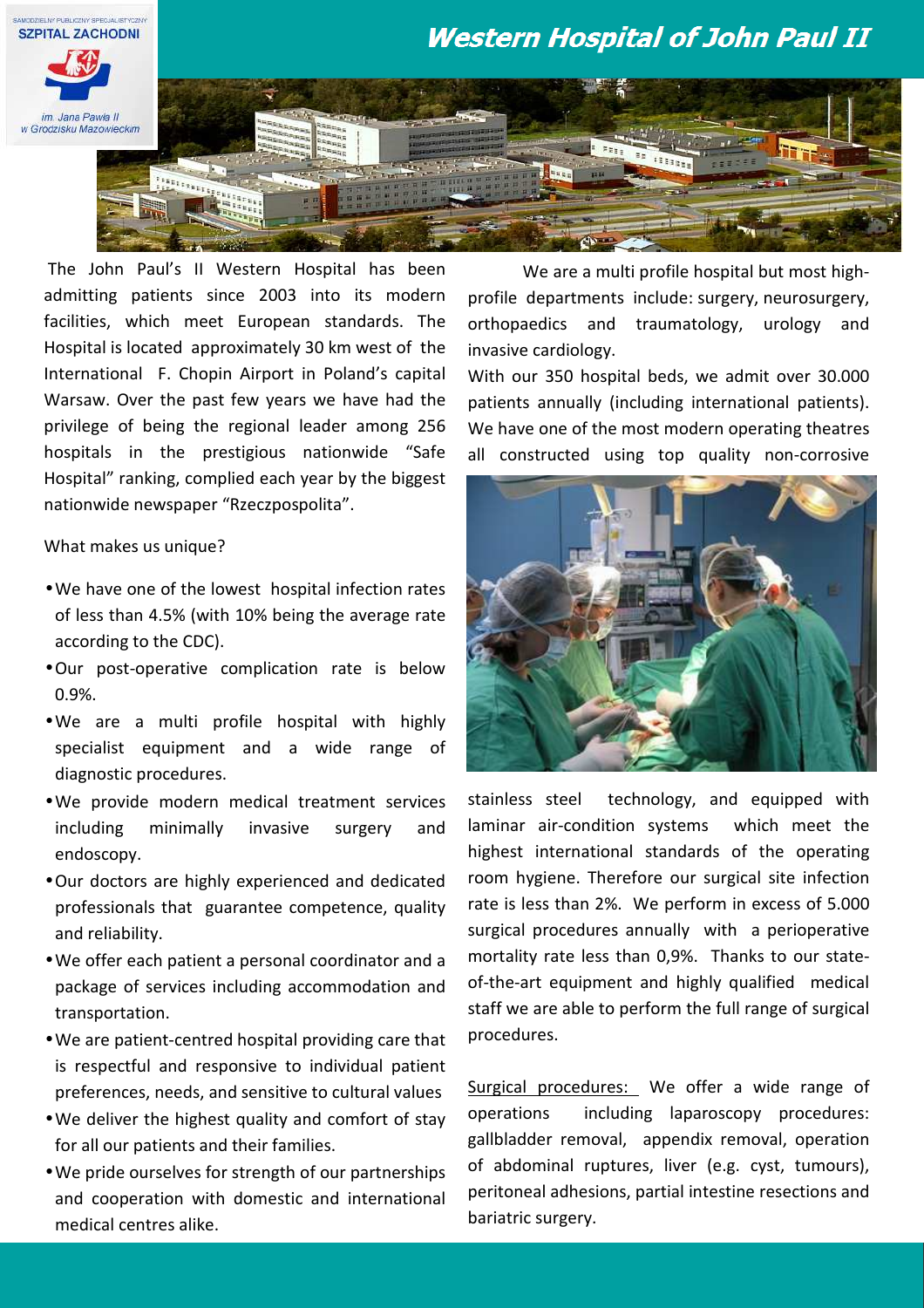# Western Hospital of John Paul II

SAMODZIELNY PUBLICZNY SPECJALISTYCZNY SZPITAL ZACHODNI im. Jana Pawła II w Grodzisku Mazowieckim

The John Paul's II Western Hospital has been admitting patients since 2003 into its modern facilities, which meet European standards. The Hospital is located approximately 30 km west of the International F. Chopin Airport in Poland's capital Warsaw. Over the past few years we have had the privilege of being the regional leader among 256 hospitals in the prestigious nationwide "Safe Hospital" ranking, complied each year by the biggest nationwide newspaper "Rzeczpospolita".

What makes us unique?

- We have one of the lowest hospital infection rates of less than 4.5% (with 10% being the average rate according to the CDC).
- Our post-operative complication rate is below 0.9%.
- We are a multi profile hospital with highly specialist equipment and a wide range of diagnostic procedures.
- We provide modern medical treatment services including minimally invasive surgery and endoscopy.
- Our doctors are highly experienced and dedicated professionals that guarantee competence, quality and reliability.
- We offer each patient a personal coordinator and a package of services including accommodation and transportation.
- We are patient-centred hospital providing care that is respectful and responsive to individual patient preferences, needs, and sensitive to cultural values
- We deliver the highest quality and comfort of stay for all our patients and their families.
- We pride ourselves for strength of our partnerships and cooperation with domestic and international medical centres alike.

We are a multi profile hospital but most high-profile departments include: surgery, neurosurgery, orthopaedics and traumatology, urology and invasive cardiology.

With our 350 hospital beds, we admit over 30.000 patients annually (including international patients). We have one of the most modern operating theatres all constructed using top quality non-corrosive stainless steel technology, and equipped with laminar air-condition systems which meet the highest international standards of the operating room hygiene. Therefore our surgical site infection rate is less than 2%. We perform in excess of 5.000 surgical procedures annually with a perioperative mortality rate less than 0,9%. Thanks to our state-of-the-art equipment and highly qualified medical staff we are able to perform the full range of surgical procedures.

Surgical procedures: We offer a wide range of operations including laparoscopy procedures: gallbladder removal, appendix removal, operation of abdominal ruptures, liver (e.g. cyst, tumours), peritoneal adhesions, partial intestine resections and bariatric surgery.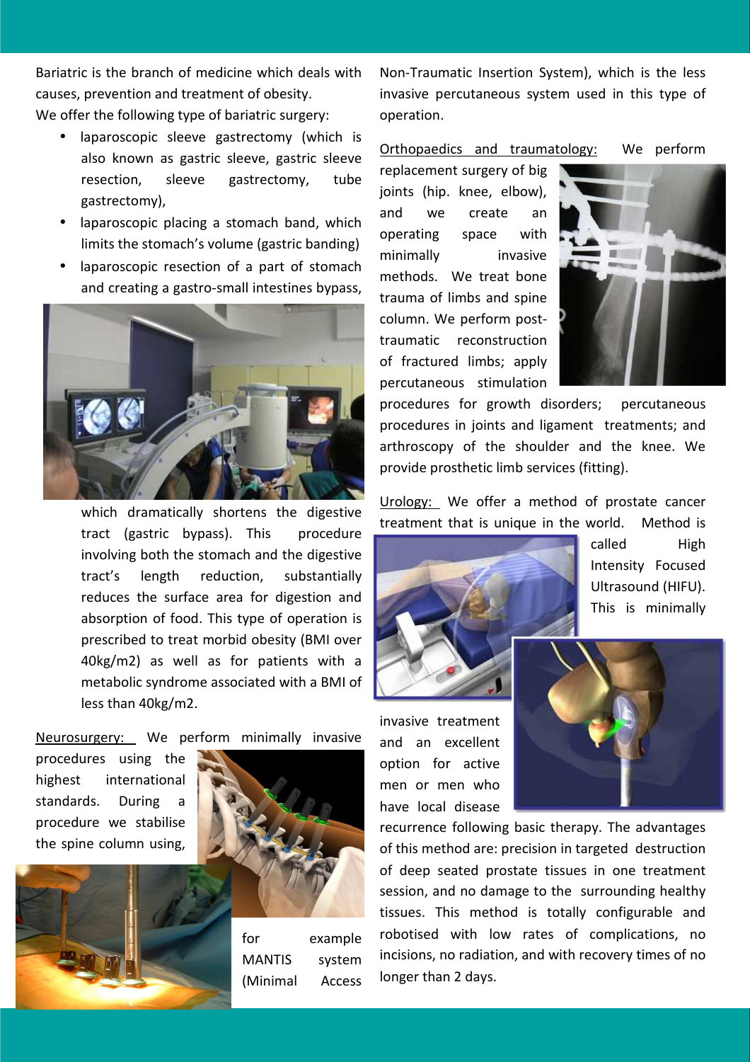Bariatric is the branch of medicine which deals with causes, prevention and treatment of obesity.

We offer the following type of bariatric surgery:

- laparoscopic sleeve gastrectomy (which is also known as gastric sleeve, gastric sleeve resection, sleeve gastrectomy, tube gastrectomy),
- laparoscopic placing a stomach band, which limits the stomach's volume (gastric banding)
- laparoscopic resection of a part of stomach and creating a gastro-small intestines bypass, which dramatically shortens the digestive tract (gastric bypass). This procedure involving both the stomach and the digestive tract's length reduction, substantially reduces the surface area for digestion and absorption of food. This type of operation is prescribed to treat morbid obesity (BMI over 40kg/m2) as well as for patients with a metabolic syndrome associated with a BMI of less than 40kg/m2.

Neurosurgery: We perform minimally invasive procedures using the highest international standards. During a procedure we stabilise the spine column using, for example MANTIS system (Minimal Access Non-Traumatic Insertion System), which is the less invasive percutaneous system used in this type of operation.

Orthopaedics and traumatology: We perform replacement surgery of big joints (hip. knee, elbow), and we create an operating space with minimally invasive methods. We treat bone trauma of limbs and spine column. We perform post-traumatic reconstruction of fractured limbs; apply percutaneous stimulation procedures for growth disorders; percutaneous procedures in joints and ligament treatments; and arthroscopy of the shoulder and the knee. We provide prosthetic limb services (fitting).

Urology: We offer a method of prostate cancer treatment that is unique in the world. Method is called High Intensity Focused Ultrasound (HIFU). This is minimally invasive treatment and an excellent option for active men or men who have local disease recurrence following basic therapy. The advantages of this method are: precision in targeted destruction of deep seated prostate tissues in one treatment session, and no damage to the surrounding healthy tissues. This method is totally configurable and robotised with low rates of complications, no incisions, no radiation, and with recovery times of no longer than 2 days.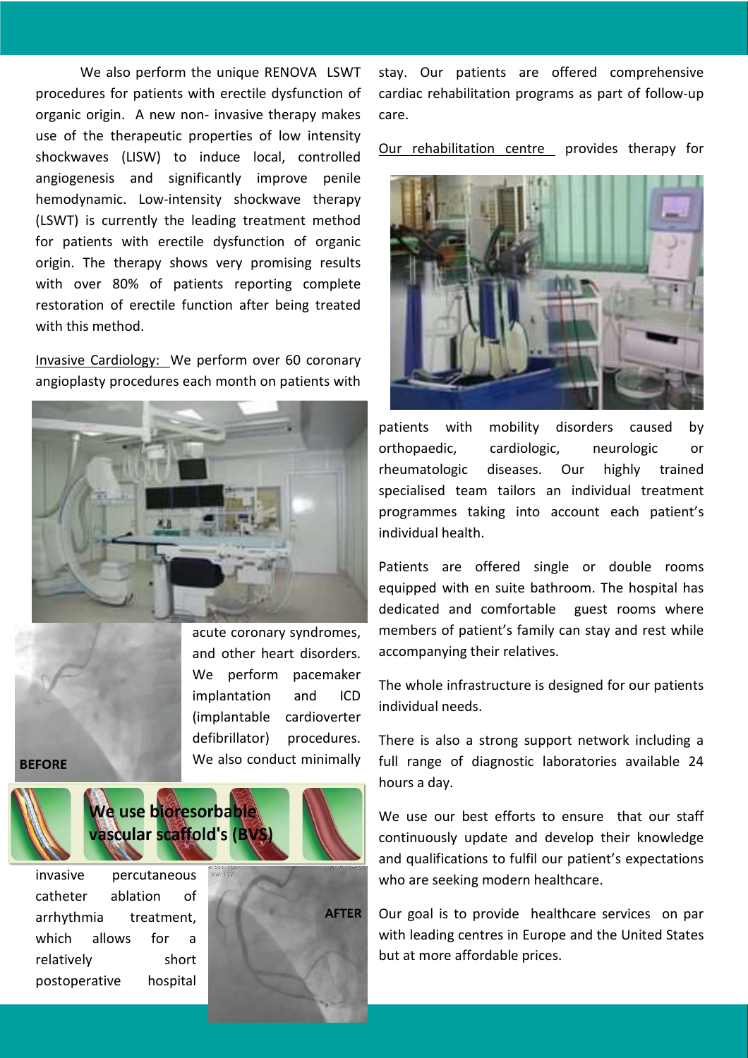We also perform the unique RENOVA LSWT procedures for patients with erectile dysfunction of organic origin. A new non- invasive therapy makes use of the therapeutic properties of low intensity shockwaves (LISW) to induce local, controlled angiogenesis and significantly improve penile hemodynamic. Low-intensity shockwave therapy (LSWT) is currently the leading treatment method for patients with erectile dysfunction of organic origin. The therapy shows very promising results with over 80% of patients reporting complete restoration of erectile function after being treated with this method.

Invasive Cardiology: We perform over 60 coronary angioplasty procedures each month on patients with acute coronary syndromes, and other heart disorders. We perform pacemaker implantation and ICD (implantable cardioverter defibrillator) procedures. We also conduct minimally invasive percutaneous catheter ablation of arrhythmia treatment, which allows for a relatively short postoperative hospital stay. Our patients are offered comprehensive cardiac rehabilitation programs as part of follow-up care.

BEFORE

**We use bioresorbable vascular scaffold's (BVS)**

AFTER

Our rehabilitation centre provides therapy for patients with mobility disorders caused by orthopaedic, cardiologic, neurologic or rheumatologic diseases. Our highly trained specialised team tailors an individual treatment programmes taking into account each patient's individual health.

Patients are offered single or double rooms equipped with en suite bathroom. The hospital has dedicated and comfortable guest rooms where members of patient's family can stay and rest while accompanying their relatives.

The whole infrastructure is designed for our patients individual needs.

There is also a strong support network including a full range of diagnostic laboratories available 24 hours a day.

We use our best efforts to ensure that our staff continuously update and develop their knowledge and qualifications to fulfil our patient's expectations who are seeking modern healthcare.

Our goal is to provide healthcare services on par with leading centres in Europe and the United States but at more affordable prices.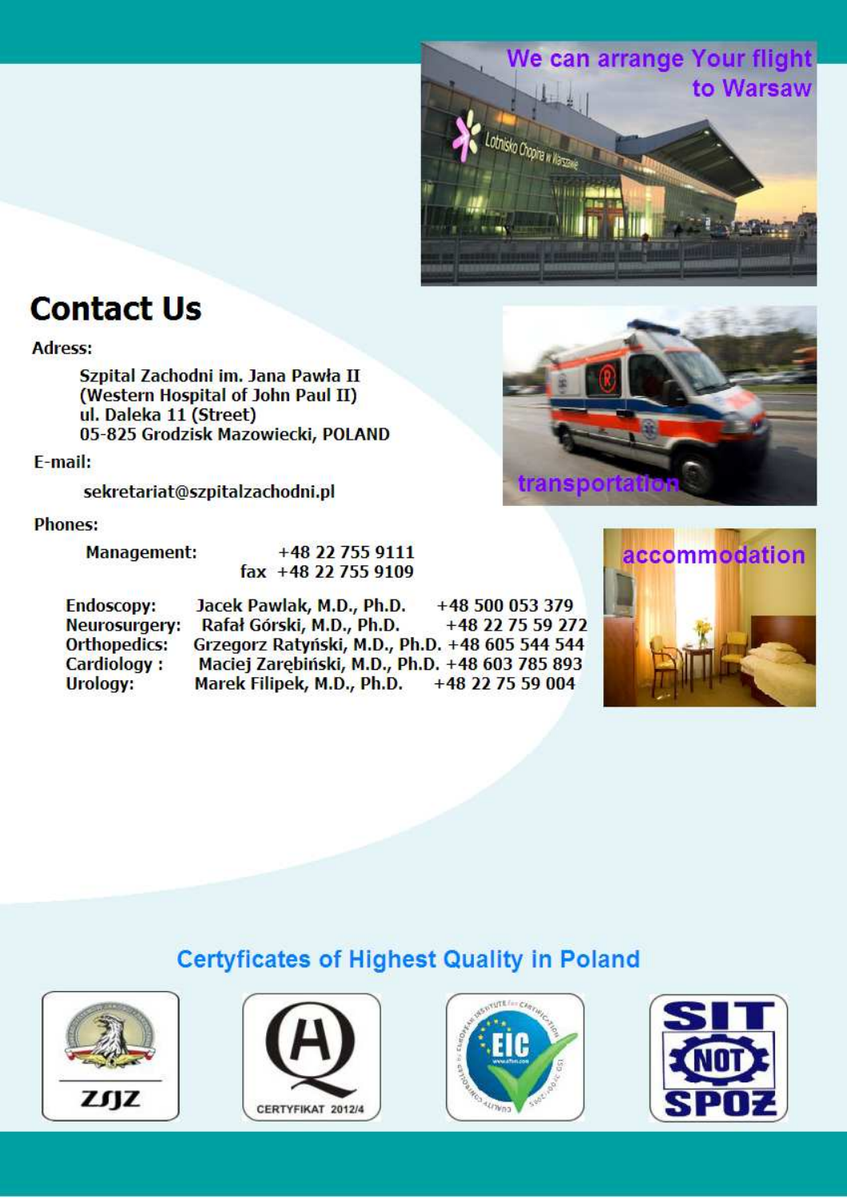We can arrange Your flight to Warsaw

# Contact Us

**Adress:**

Szpital Zachodni im. Jana Pawła II
(Western Hospital of John Paul II)
ul. Daleka 11 (Street)
05-825 Grodzisk Mazowiecki, POLAND

**E-mail:**

sekretariat@szpitalzachodni.pl

**Phones:**

**Management:** +48 22 755 9111
fax +48 22 755 9109

| | | |
|---|---|---|
| **Endoscopy:** | Jacek Pawlak, M.D., Ph.D. | +48 500 053 379 |
| **Neurosurgery:** | Rafał Górski, M.D., Ph.D. | +48 22 75 59 272 |
| **Orthopedics:** | Grzegorz Ratyński, M.D., Ph.D. | +48 605 544 544 |
| **Cardiology :** | Maciej Zarębiński, M.D., Ph.D. | +48 603 785 893 |
| **Urology:** | Marek Filipek, M.D., Ph.D. | +48 22 75 59 004 |

transportation

accommodation

## Certyficates of Highest Quality in Poland